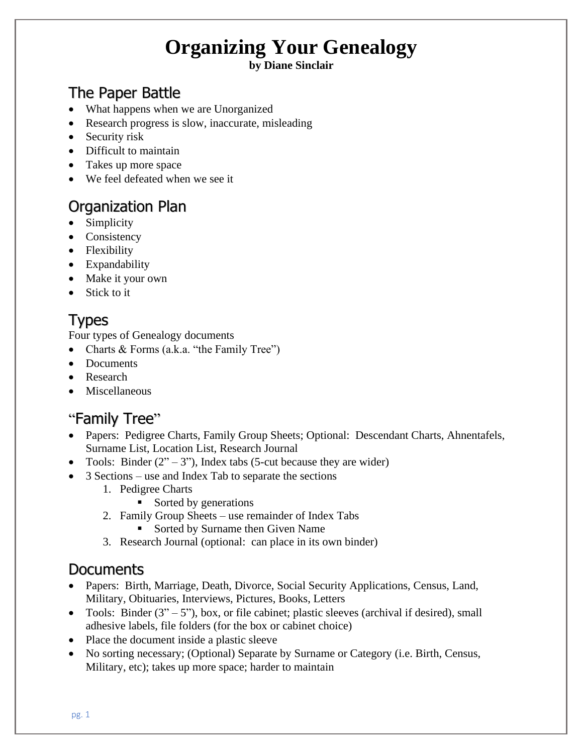# Organizing Your Genealogy

**by Diane Sinclair**

## The Paper Battle

- What happens when we are Unorganized
- Research progress is slow, inaccurate, misleading
- Security risk
- Difficult to maintain
- Takes up more space
- We feel defeated when we see it

## Organization Plan

- Simplicity
- Consistency
- Flexibility
- Expandability
- Make it your own
- Stick to it

## Types

Four types of Genealogy documents

- Charts & Forms (a.k.a. "the Family Tree")
- Documents
- Research
- Miscellaneous

## "Family Tree"

- Papers: Pedigree Charts, Family Group Sheets; Optional: Descendant Charts, Ahnentafels, Surname List, Location List, Research Journal
- Tools: Binder (2" – 3"), Index tabs (5-cut because they are wider)
- 3 Sections – use and Index Tab to separate the sections
    1. Pedigree Charts
        - Sorted by generations
    2. Family Group Sheets – use remainder of Index Tabs
        - Sorted by Surname then Given Name
    3. Research Journal (optional: can place in its own binder)

## Documents

- Papers: Birth, Marriage, Death, Divorce, Social Security Applications, Census, Land, Military, Obituaries, Interviews, Pictures, Books, Letters
- Tools: Binder (3" – 5"), box, or file cabinet; plastic sleeves (archival if desired), small adhesive labels, file folders (for the box or cabinet choice)
- Place the document inside a plastic sleeve
- No sorting necessary; (Optional) Separate by Surname or Category (i.e. Birth, Census, Military, etc); takes up more space; harder to maintain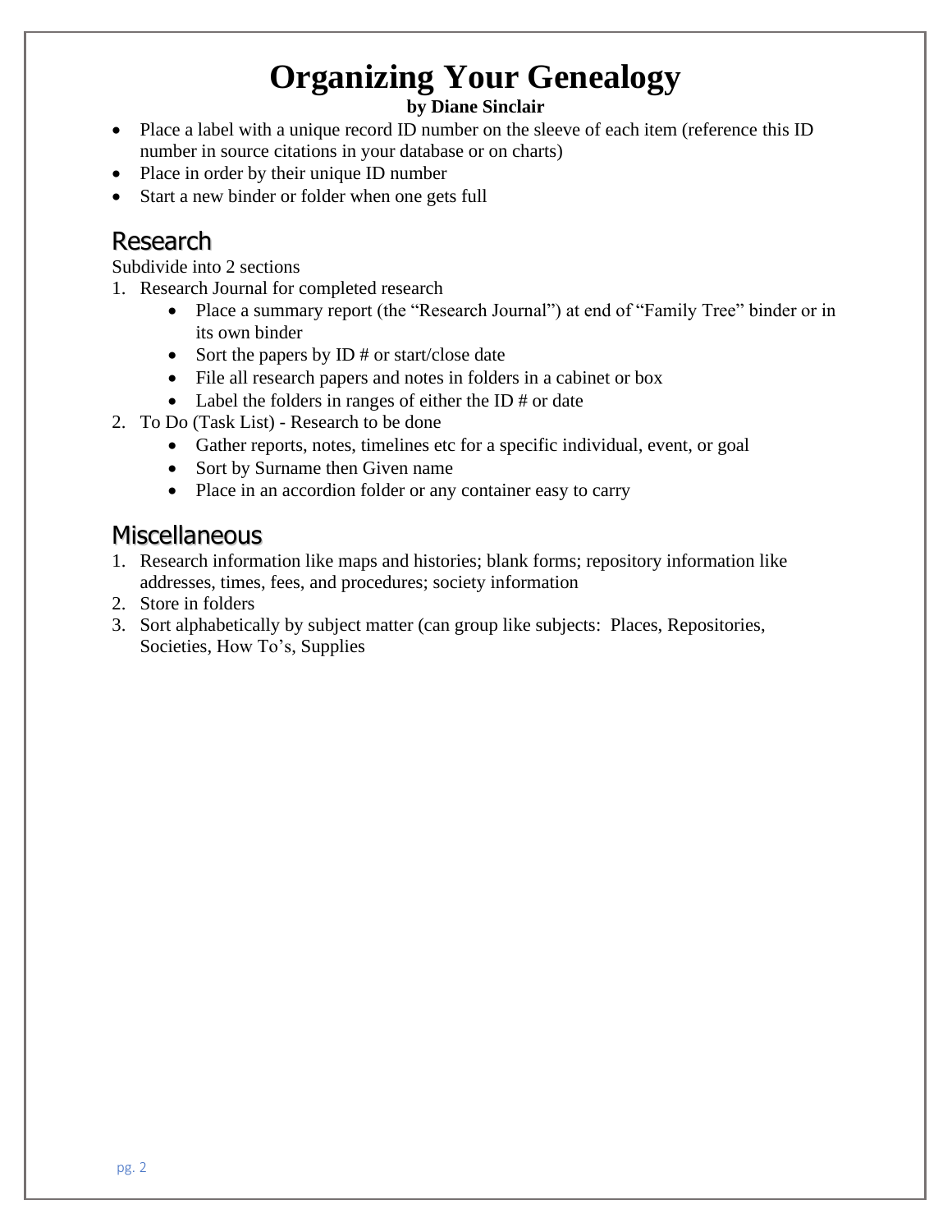# Organizing Your Genealogy

**by Diane Sinclair**

- Place a label with a unique record ID number on the sleeve of each item (reference this ID number in source citations in your database or on charts)
- Place in order by their unique ID number
- Start a new binder or folder when one gets full

## Research

Subdivide into 2 sections

1. Research Journal for completed research
    - Place a summary report (the "Research Journal") at end of "Family Tree" binder or in its own binder
    - Sort the papers by ID # or start/close date
    - File all research papers and notes in folders in a cabinet or box
    - Label the folders in ranges of either the ID # or date
2. To Do (Task List) - Research to be done
    - Gather reports, notes, timelines etc for a specific individual, event, or goal
    - Sort by Surname then Given name
    - Place in an accordion folder or any container easy to carry

## Miscellaneous

1. Research information like maps and histories; blank forms; repository information like addresses, times, fees, and procedures; society information
2. Store in folders
3. Sort alphabetically by subject matter (can group like subjects: Places, Repositories, Societies, How To's, Supplies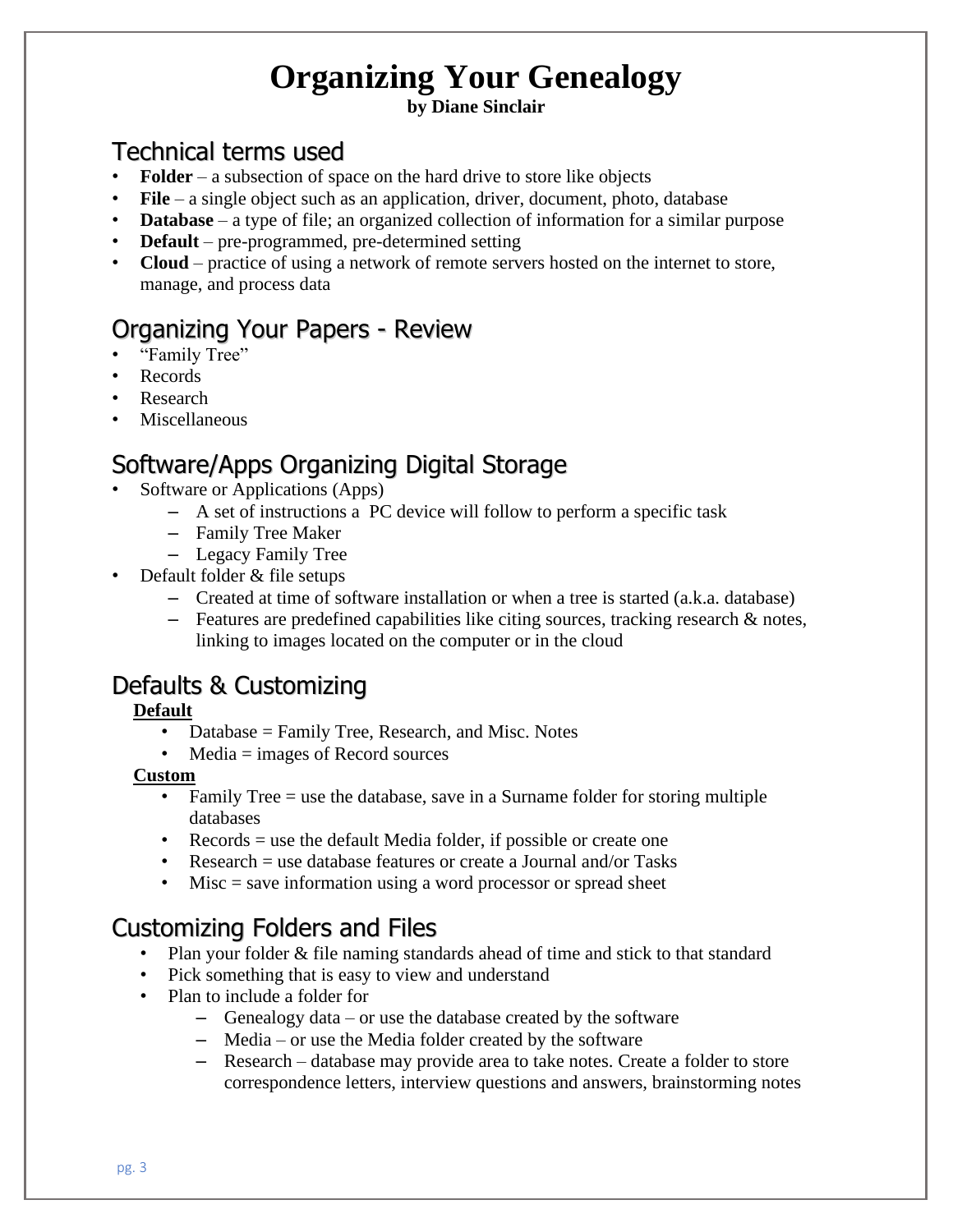# Organizing Your Genealogy

**by Diane Sinclair**

## Technical terms used

- **Folder** – a subsection of space on the hard drive to store like objects
- **File** – a single object such as an application, driver, document, photo, database
- **Database** – a type of file; an organized collection of information for a similar purpose
- **Default** – pre-programmed, pre-determined setting
- **Cloud** – practice of using a network of remote servers hosted on the internet to store, manage, and process data

## Organizing Your Papers - Review

- "Family Tree"
- Records
- Research
- Miscellaneous

## Software/Apps Organizing Digital Storage

- Software or Applications (Apps)
  - A set of instructions a PC device will follow to perform a specific task
  - Family Tree Maker
  - Legacy Family Tree
- Default folder & file setups
  - Created at time of software installation or when a tree is started (a.k.a. database)
  - Features are predefined capabilities like citing sources, tracking research & notes, linking to images located on the computer or in the cloud

## Defaults & Customizing

**Default**

- Database = Family Tree, Research, and Misc. Notes
- Media = images of Record sources

**Custom**

- Family Tree = use the database, save in a Surname folder for storing multiple databases
- Records = use the default Media folder, if possible or create one
- Research = use database features or create a Journal and/or Tasks
- Misc = save information using a word processor or spread sheet

## Customizing Folders and Files

- Plan your folder & file naming standards ahead of time and stick to that standard
- Pick something that is easy to view and understand
- Plan to include a folder for
  - Genealogy data – or use the database created by the software
  - Media – or use the Media folder created by the software
  - Research – database may provide area to take notes. Create a folder to store correspondence letters, interview questions and answers, brainstorming notes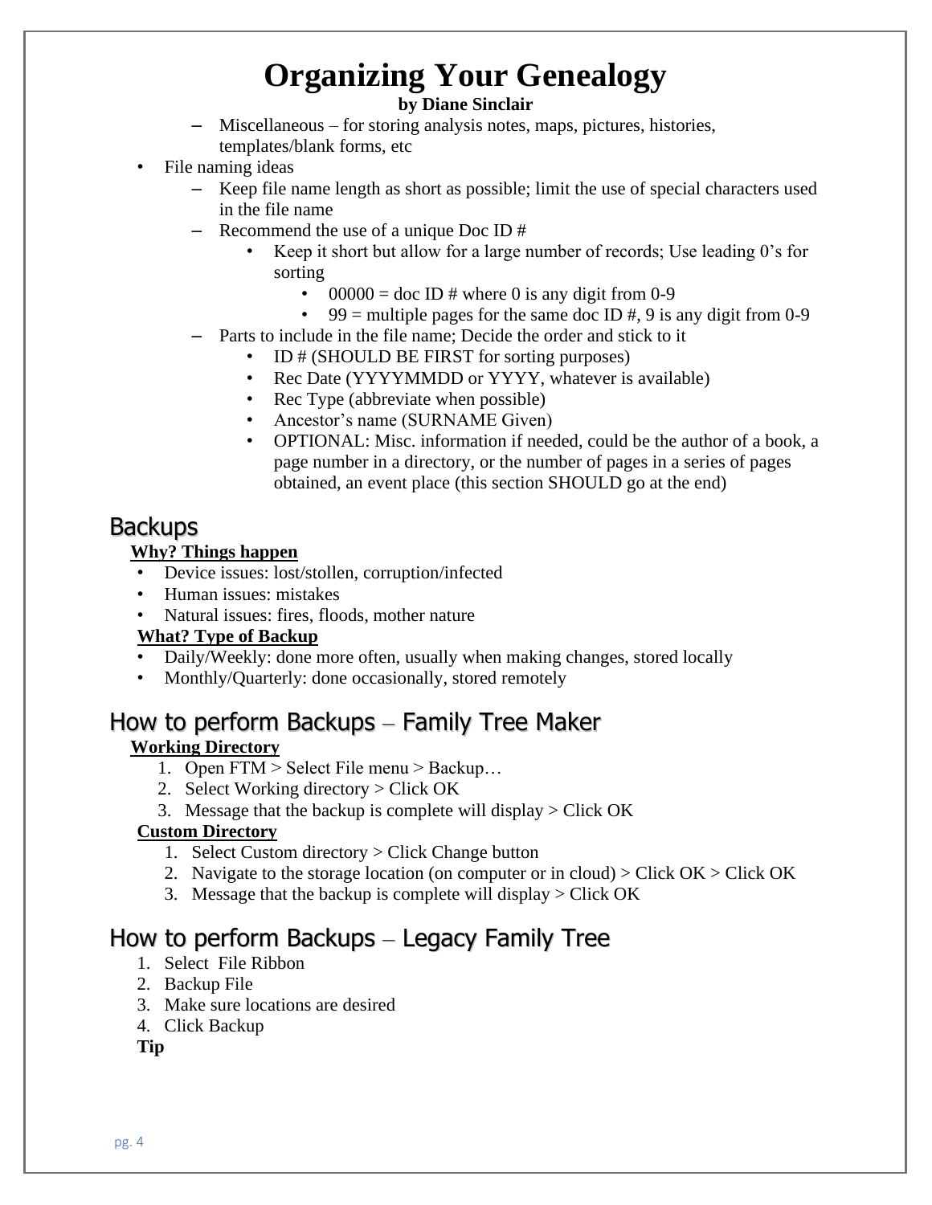# Organizing Your Genealogy

**by Diane Sinclair**

- Miscellaneous – for storing analysis notes, maps, pictures, histories, templates/blank forms, etc
- File naming ideas
  - Keep file name length as short as possible; limit the use of special characters used in the file name
  - Recommend the use of a unique Doc ID #
    - Keep it short but allow for a large number of records; Use leading 0's for sorting
      - 00000 = doc ID # where 0 is any digit from 0-9
      - 99 = multiple pages for the same doc ID #, 9 is any digit from 0-9
  - Parts to include in the file name; Decide the order and stick to it
    - ID # (SHOULD BE FIRST for sorting purposes)
    - Rec Date (YYYYMMDD or YYYY, whatever is available)
    - Rec Type (abbreviate when possible)
    - Ancestor's name (SURNAME Given)
    - OPTIONAL: Misc. information if needed, could be the author of a book, a page number in a directory, or the number of pages in a series of pages obtained, an event place (this section SHOULD go at the end)

## Backups

**Why? Things happen**

- Device issues: lost/stollen, corruption/infected
- Human issues: mistakes
- Natural issues: fires, floods, mother nature

**What? Type of Backup**

- Daily/Weekly: done more often, usually when making changes, stored locally
- Monthly/Quarterly: done occasionally, stored remotely

## How to perform Backups – Family Tree Maker

**Working Directory**

1. Open FTM > Select File menu > Backup…
2. Select Working directory > Click OK
3. Message that the backup is complete will display > Click OK

**Custom Directory**

1. Select Custom directory > Click Change button
2. Navigate to the storage location (on computer or in cloud) > Click OK > Click OK
3. Message that the backup is complete will display > Click OK

## How to perform Backups – Legacy Family Tree

1. Select File Ribbon
2. Backup File
3. Make sure locations are desired
4. Click Backup

**Tip**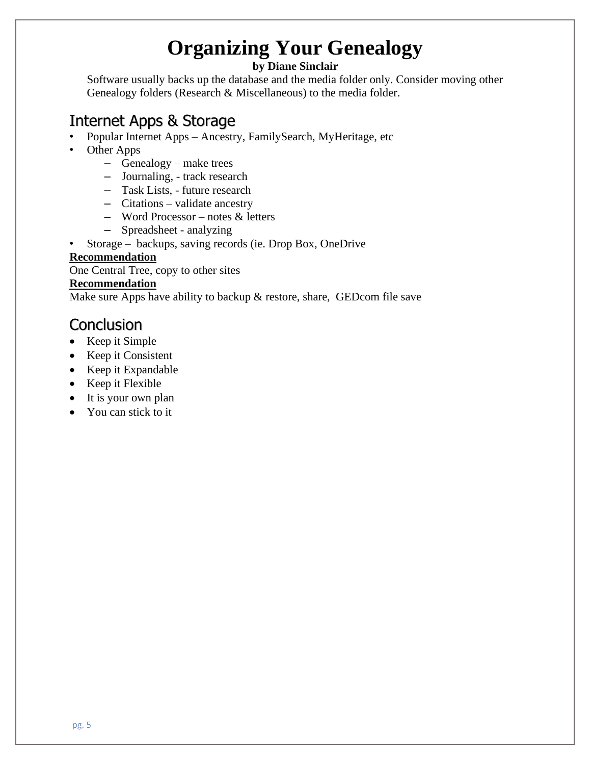# Organizing Your Genealogy

**by Diane Sinclair**

Software usually backs up the database and the media folder only. Consider moving other Genealogy folders (Research & Miscellaneous) to the media folder.

## Internet Apps & Storage

- Popular Internet Apps – Ancestry, FamilySearch, MyHeritage, etc
- Other Apps
  - Genealogy – make trees
  - Journaling, - track research
  - Task Lists, - future research
  - Citations – validate ancestry
  - Word Processor – notes & letters
  - Spreadsheet - analyzing
- Storage – backups, saving records (ie. Drop Box, OneDrive

**Recommendation**

One Central Tree, copy to other sites

**Recommendation**

Make sure Apps have ability to backup & restore, share, GEDcom file save

## Conclusion

- Keep it Simple
- Keep it Consistent
- Keep it Expandable
- Keep it Flexible
- It is your own plan
- You can stick to it